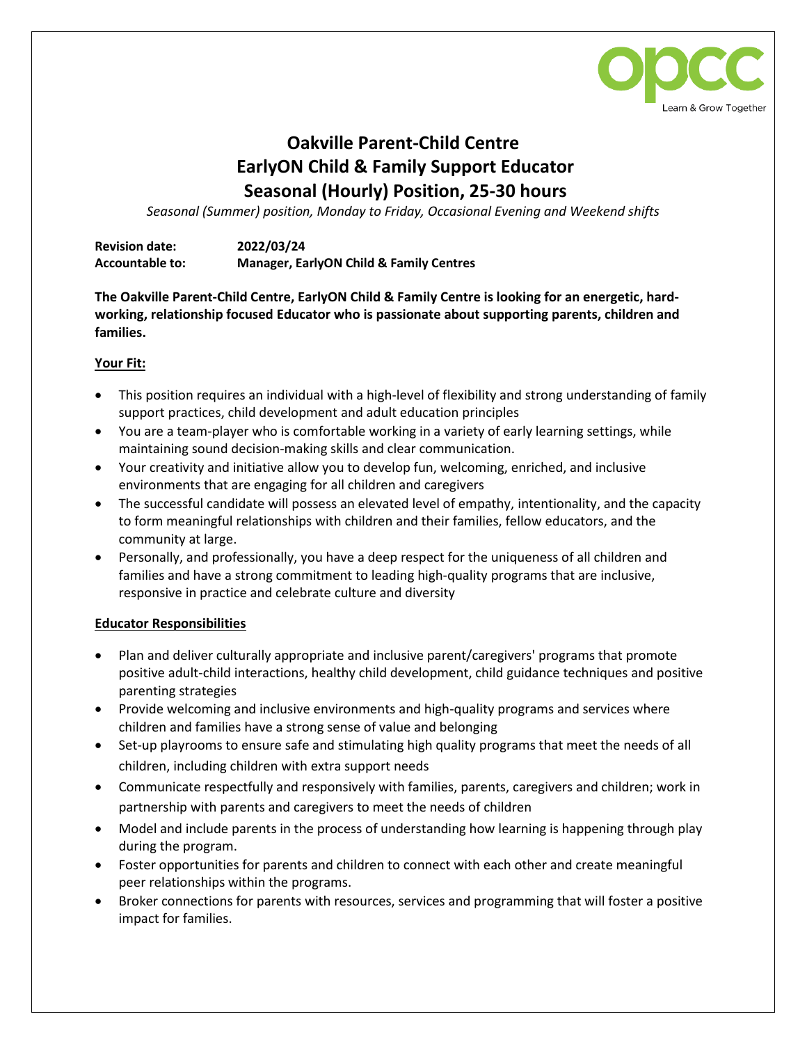opcc
Learn & Grow Together

# Oakville Parent-Child Centre
# EarlyON Child & Family Support Educator
# Seasonal (Hourly) Position, 25-30 hours

*Seasonal (Summer) position, Monday to Friday, Occasional Evening and Weekend shifts*

**Revision date:** **2022/03/24**
**Accountable to:** **Manager, EarlyON Child & Family Centres**

**The Oakville Parent-Child Centre, EarlyON Child & Family Centre is looking for an energetic, hard-working, relationship focused Educator who is passionate about supporting parents, children and families.**

**Your Fit:**

- This position requires an individual with a high-level of flexibility and strong understanding of family support practices, child development and adult education principles
- You are a team-player who is comfortable working in a variety of early learning settings, while maintaining sound decision-making skills and clear communication.
- Your creativity and initiative allow you to develop fun, welcoming, enriched, and inclusive environments that are engaging for all children and caregivers
- The successful candidate will possess an elevated level of empathy, intentionality, and the capacity to form meaningful relationships with children and their families, fellow educators, and the community at large.
- Personally, and professionally, you have a deep respect for the uniqueness of all children and families and have a strong commitment to leading high-quality programs that are inclusive, responsive in practice and celebrate culture and diversity

**Educator Responsibilities**

- Plan and deliver culturally appropriate and inclusive parent/caregivers' programs that promote positive adult-child interactions, healthy child development, child guidance techniques and positive parenting strategies
- Provide welcoming and inclusive environments and high-quality programs and services where children and families have a strong sense of value and belonging
- Set-up playrooms to ensure safe and stimulating high quality programs that meet the needs of all children, including children with extra support needs
- Communicate respectfully and responsively with families, parents, caregivers and children; work in partnership with parents and caregivers to meet the needs of children
- Model and include parents in the process of understanding how learning is happening through play during the program.
- Foster opportunities for parents and children to connect with each other and create meaningful peer relationships within the programs.
- Broker connections for parents with resources, services and programming that will foster a positive impact for families.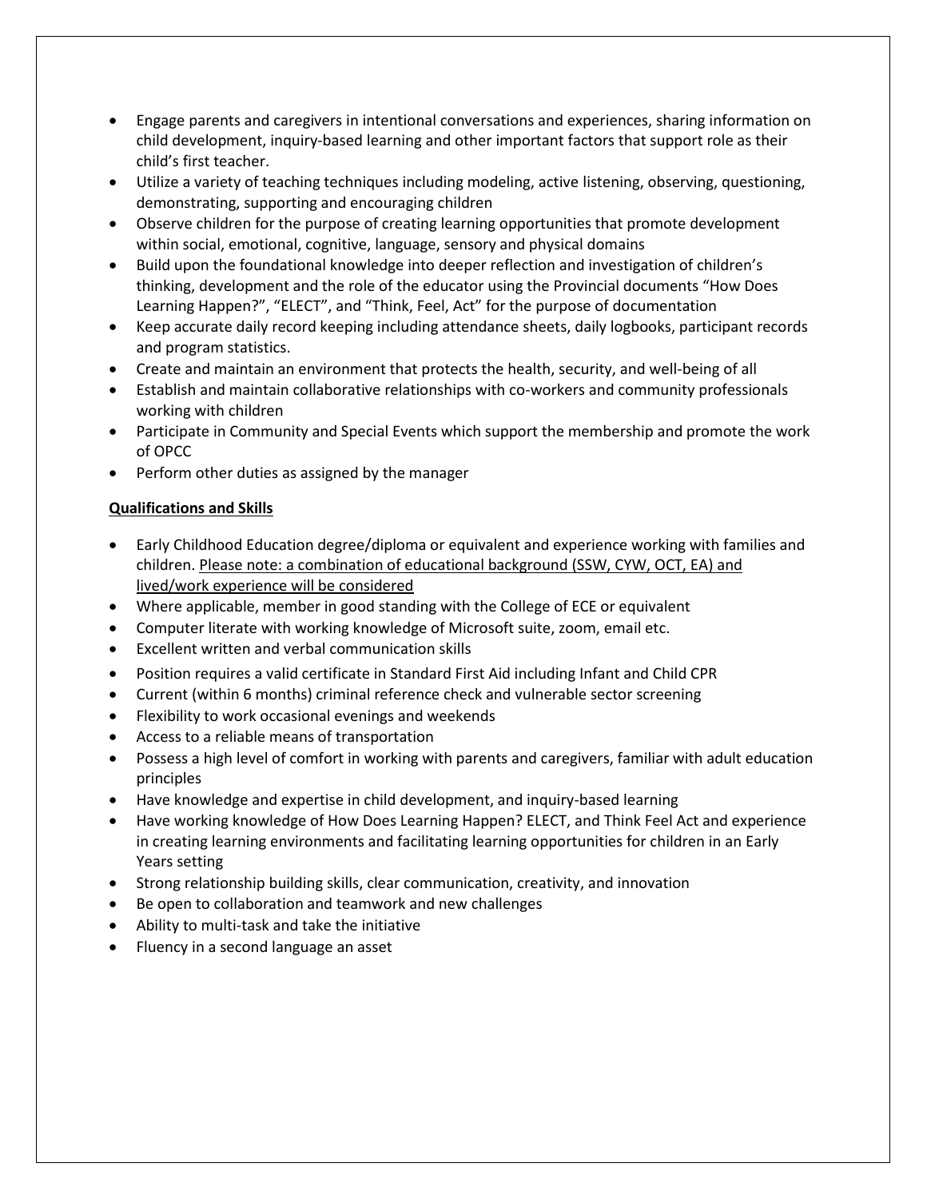- Engage parents and caregivers in intentional conversations and experiences, sharing information on child development, inquiry-based learning and other important factors that support role as their child's first teacher.
- Utilize a variety of teaching techniques including modeling, active listening, observing, questioning, demonstrating, supporting and encouraging children
- Observe children for the purpose of creating learning opportunities that promote development within social, emotional, cognitive, language, sensory and physical domains
- Build upon the foundational knowledge into deeper reflection and investigation of children's thinking, development and the role of the educator using the Provincial documents "How Does Learning Happen?", "ELECT", and "Think, Feel, Act" for the purpose of documentation
- Keep accurate daily record keeping including attendance sheets, daily logbooks, participant records and program statistics.
- Create and maintain an environment that protects the health, security, and well-being of all
- Establish and maintain collaborative relationships with co-workers and community professionals working with children
- Participate in Community and Special Events which support the membership and promote the work of OPCC
- Perform other duties as assigned by the manager

**Qualifications and Skills**

- Early Childhood Education degree/diploma or equivalent and experience working with families and children. Please note: a combination of educational background (SSW, CYW, OCT, EA) and lived/work experience will be considered
- Where applicable, member in good standing with the College of ECE or equivalent
- Computer literate with working knowledge of Microsoft suite, zoom, email etc.
- Excellent written and verbal communication skills
- Position requires a valid certificate in Standard First Aid including Infant and Child CPR
- Current (within 6 months) criminal reference check and vulnerable sector screening
- Flexibility to work occasional evenings and weekends
- Access to a reliable means of transportation
- Possess a high level of comfort in working with parents and caregivers, familiar with adult education principles
- Have knowledge and expertise in child development, and inquiry-based learning
- Have working knowledge of How Does Learning Happen? ELECT, and Think Feel Act and experience in creating learning environments and facilitating learning opportunities for children in an Early Years setting
- Strong relationship building skills, clear communication, creativity, and innovation
- Be open to collaboration and teamwork and new challenges
- Ability to multi-task and take the initiative
- Fluency in a second language an asset